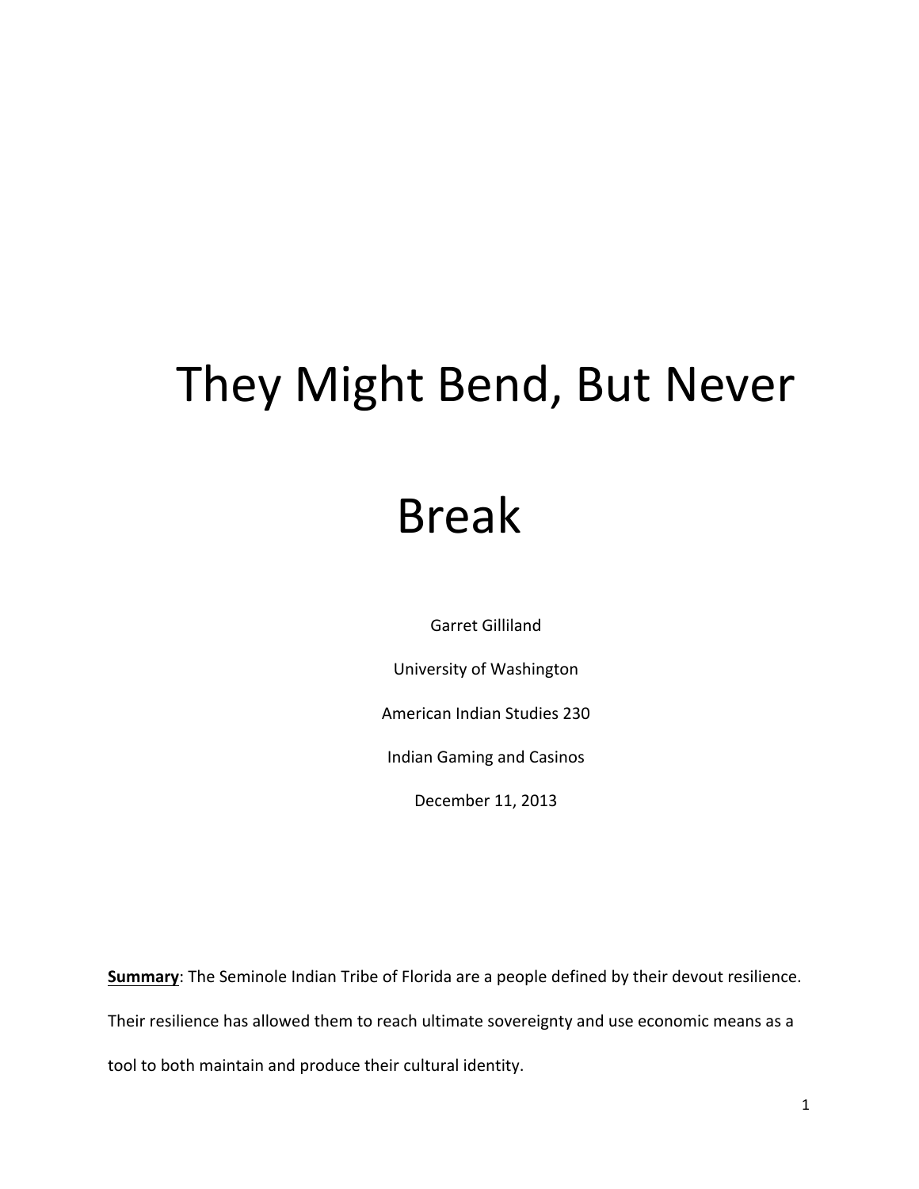# They Might Bend, But Never Break

Garret Gilliland

University of Washington

American Indian Studies 230

Indian Gaming and Casinos

December 11, 2013

**Summary**: The Seminole Indian Tribe of Florida are a people defined by their devout resilience. Their resilience has allowed them to reach ultimate sovereignty and use economic means as a tool to both maintain and produce their cultural identity.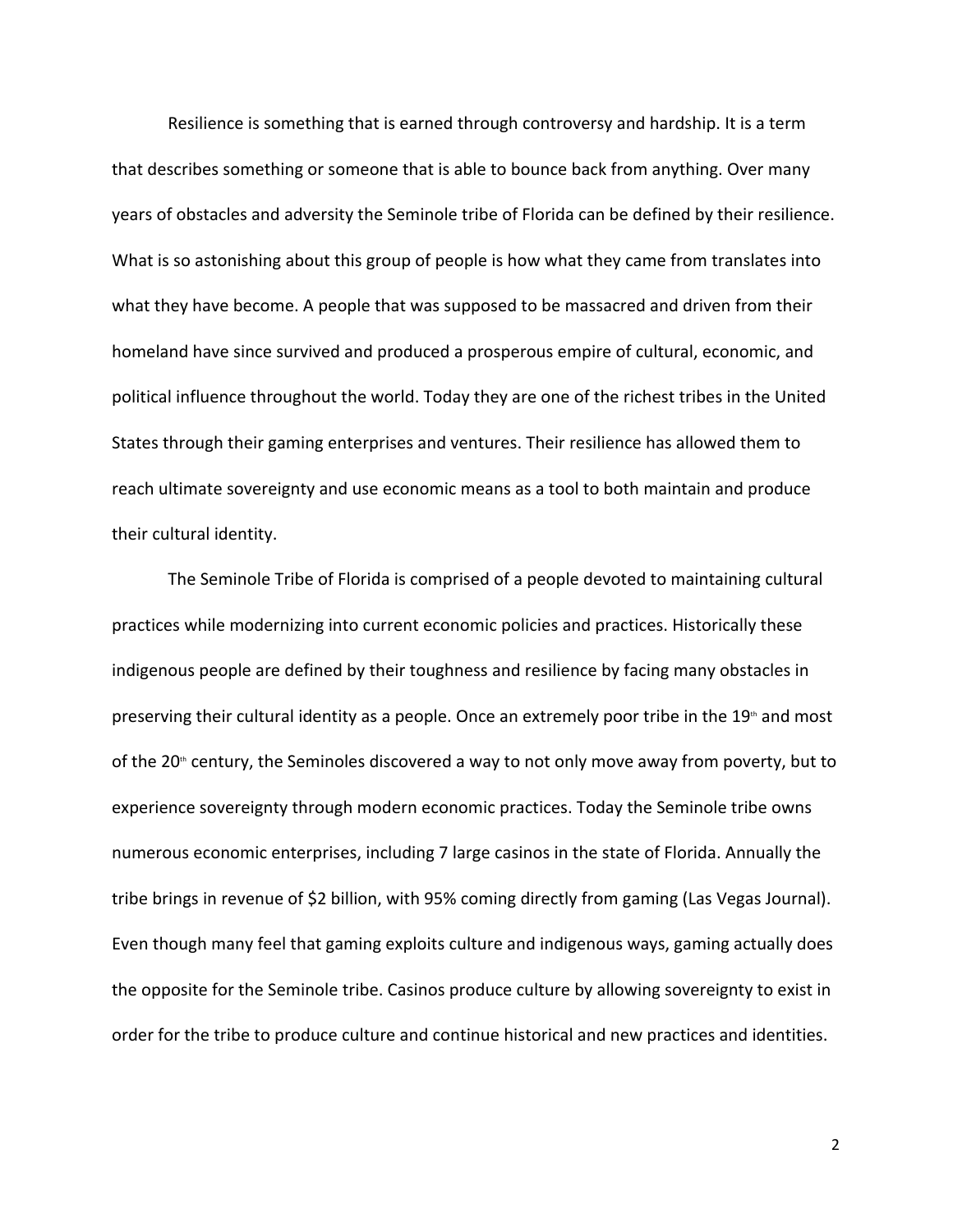Resilience is something that is earned through controversy and hardship. It is a term that describes something or someone that is able to bounce back from anything. Over many years of obstacles and adversity the Seminole tribe of Florida can be defined by their resilience. What is so astonishing about this group of people is how what they came from translates into what they have become. A people that was supposed to be massacred and driven from their homeland have since survived and produced a prosperous empire of cultural, economic, and political influence throughout the world. Today they are one of the richest tribes in the United States through their gaming enterprises and ventures. Their resilience has allowed them to reach ultimate sovereignty and use economic means as a tool to both maintain and produce their cultural identity.

The Seminole Tribe of Florida is comprised of a people devoted to maintaining cultural practices while modernizing into current economic policies and practices. Historically these indigenous people are defined by their toughness and resilience by facing many obstacles in preserving their cultural identity as a people. Once an extremely poor tribe in the 19th and most of the 20th century, the Seminoles discovered a way to not only move away from poverty, but to experience sovereignty through modern economic practices. Today the Seminole tribe owns numerous economic enterprises, including 7 large casinos in the state of Florida. Annually the tribe brings in revenue of $2 billion, with 95% coming directly from gaming (Las Vegas Journal). Even though many feel that gaming exploits culture and indigenous ways, gaming actually does the opposite for the Seminole tribe. Casinos produce culture by allowing sovereignty to exist in order for the tribe to produce culture and continue historical and new practices and identities.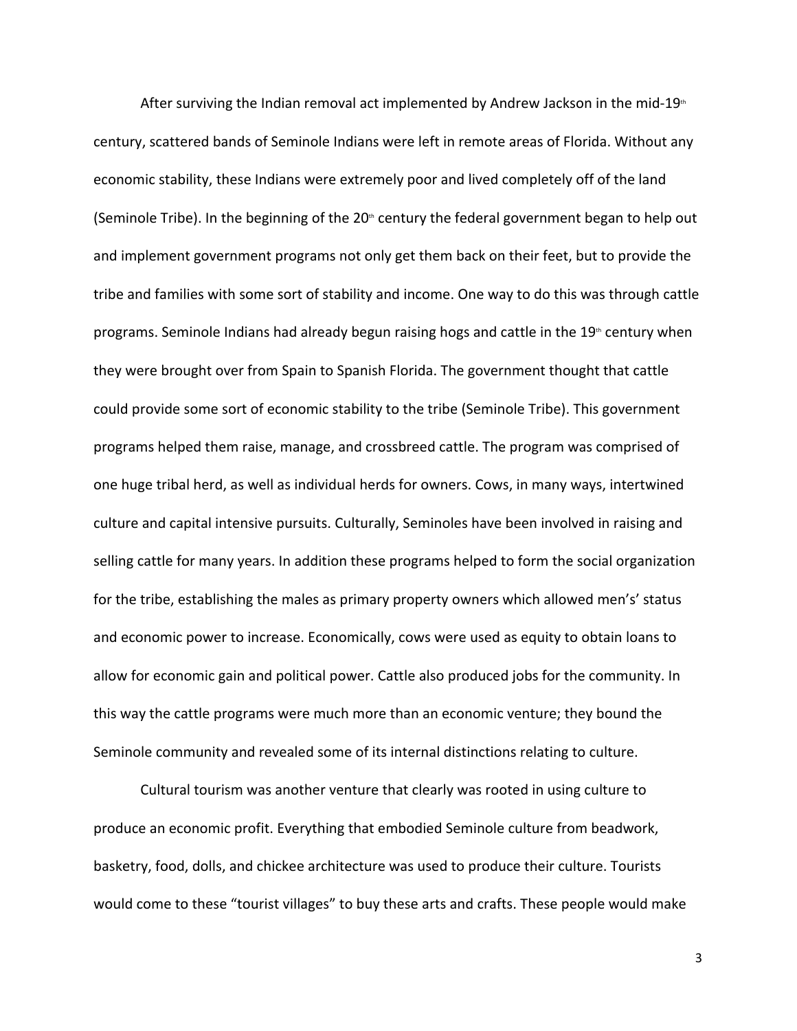After surviving the Indian removal act implemented by Andrew Jackson in the mid-19th century, scattered bands of Seminole Indians were left in remote areas of Florida. Without any economic stability, these Indians were extremely poor and lived completely off of the land (Seminole Tribe). In the beginning of the 20th century the federal government began to help out and implement government programs not only get them back on their feet, but to provide the tribe and families with some sort of stability and income. One way to do this was through cattle programs. Seminole Indians had already begun raising hogs and cattle in the 19th century when they were brought over from Spain to Spanish Florida. The government thought that cattle could provide some sort of economic stability to the tribe (Seminole Tribe). This government programs helped them raise, manage, and crossbreed cattle. The program was comprised of one huge tribal herd, as well as individual herds for owners. Cows, in many ways, intertwined culture and capital intensive pursuits. Culturally, Seminoles have been involved in raising and selling cattle for many years. In addition these programs helped to form the social organization for the tribe, establishing the males as primary property owners which allowed men's' status and economic power to increase. Economically, cows were used as equity to obtain loans to allow for economic gain and political power. Cattle also produced jobs for the community. In this way the cattle programs were much more than an economic venture; they bound the Seminole community and revealed some of its internal distinctions relating to culture.

Cultural tourism was another venture that clearly was rooted in using culture to produce an economic profit. Everything that embodied Seminole culture from beadwork, basketry, food, dolls, and chickee architecture was used to produce their culture. Tourists would come to these "tourist villages" to buy these arts and crafts. These people would make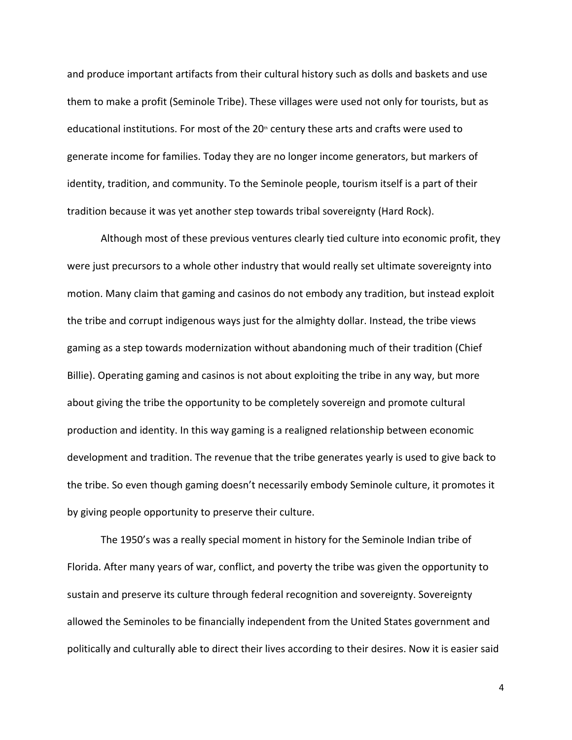and produce important artifacts from their cultural history such as dolls and baskets and use them to make a profit (Seminole Tribe). These villages were used not only for tourists, but as educational institutions. For most of the 20th century these arts and crafts were used to generate income for families. Today they are no longer income generators, but markers of identity, tradition, and community. To the Seminole people, tourism itself is a part of their tradition because it was yet another step towards tribal sovereignty (Hard Rock).

Although most of these previous ventures clearly tied culture into economic profit, they were just precursors to a whole other industry that would really set ultimate sovereignty into motion. Many claim that gaming and casinos do not embody any tradition, but instead exploit the tribe and corrupt indigenous ways just for the almighty dollar. Instead, the tribe views gaming as a step towards modernization without abandoning much of their tradition (Chief Billie). Operating gaming and casinos is not about exploiting the tribe in any way, but more about giving the tribe the opportunity to be completely sovereign and promote cultural production and identity. In this way gaming is a realigned relationship between economic development and tradition. The revenue that the tribe generates yearly is used to give back to the tribe. So even though gaming doesn't necessarily embody Seminole culture, it promotes it by giving people opportunity to preserve their culture.

The 1950's was a really special moment in history for the Seminole Indian tribe of Florida. After many years of war, conflict, and poverty the tribe was given the opportunity to sustain and preserve its culture through federal recognition and sovereignty. Sovereignty allowed the Seminoles to be financially independent from the United States government and politically and culturally able to direct their lives according to their desires. Now it is easier said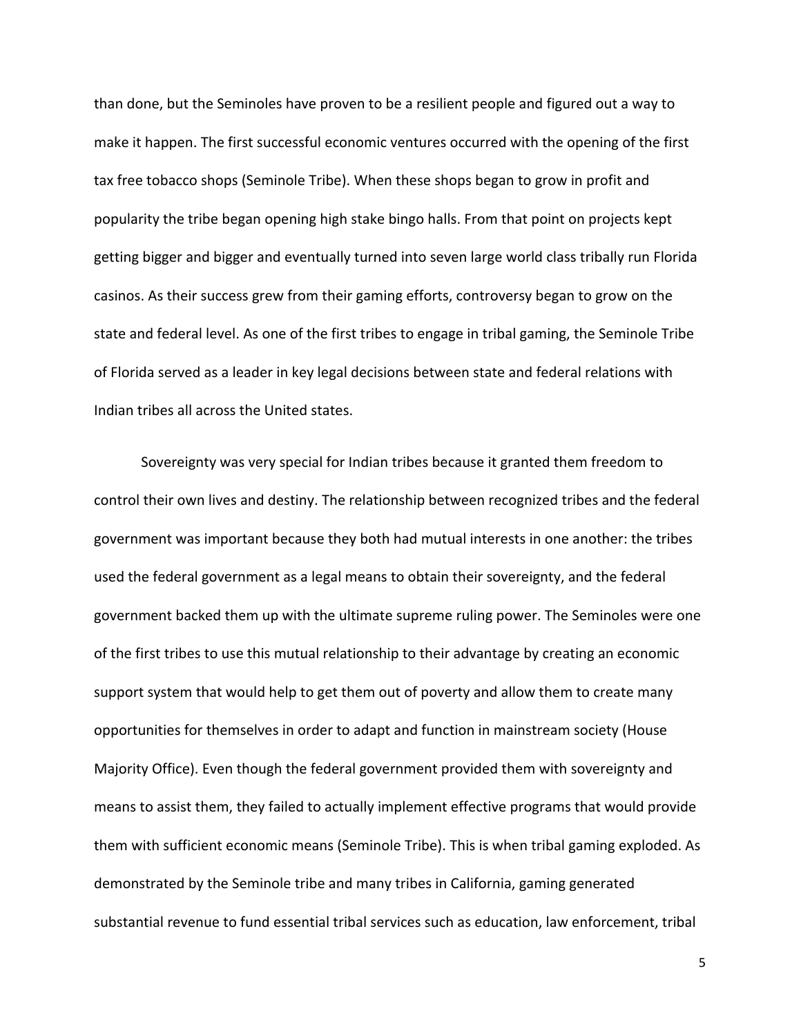than done, but the Seminoles have proven to be a resilient people and figured out a way to make it happen. The first successful economic ventures occurred with the opening of the first tax free tobacco shops (Seminole Tribe). When these shops began to grow in profit and popularity the tribe began opening high stake bingo halls. From that point on projects kept getting bigger and bigger and eventually turned into seven large world class tribally run Florida casinos. As their success grew from their gaming efforts, controversy began to grow on the state and federal level. As one of the first tribes to engage in tribal gaming, the Seminole Tribe of Florida served as a leader in key legal decisions between state and federal relations with Indian tribes all across the United states.

Sovereignty was very special for Indian tribes because it granted them freedom to control their own lives and destiny. The relationship between recognized tribes and the federal government was important because they both had mutual interests in one another: the tribes used the federal government as a legal means to obtain their sovereignty, and the federal government backed them up with the ultimate supreme ruling power. The Seminoles were one of the first tribes to use this mutual relationship to their advantage by creating an economic support system that would help to get them out of poverty and allow them to create many opportunities for themselves in order to adapt and function in mainstream society (House Majority Office). Even though the federal government provided them with sovereignty and means to assist them, they failed to actually implement effective programs that would provide them with sufficient economic means (Seminole Tribe). This is when tribal gaming exploded. As demonstrated by the Seminole tribe and many tribes in California, gaming generated substantial revenue to fund essential tribal services such as education, law enforcement, tribal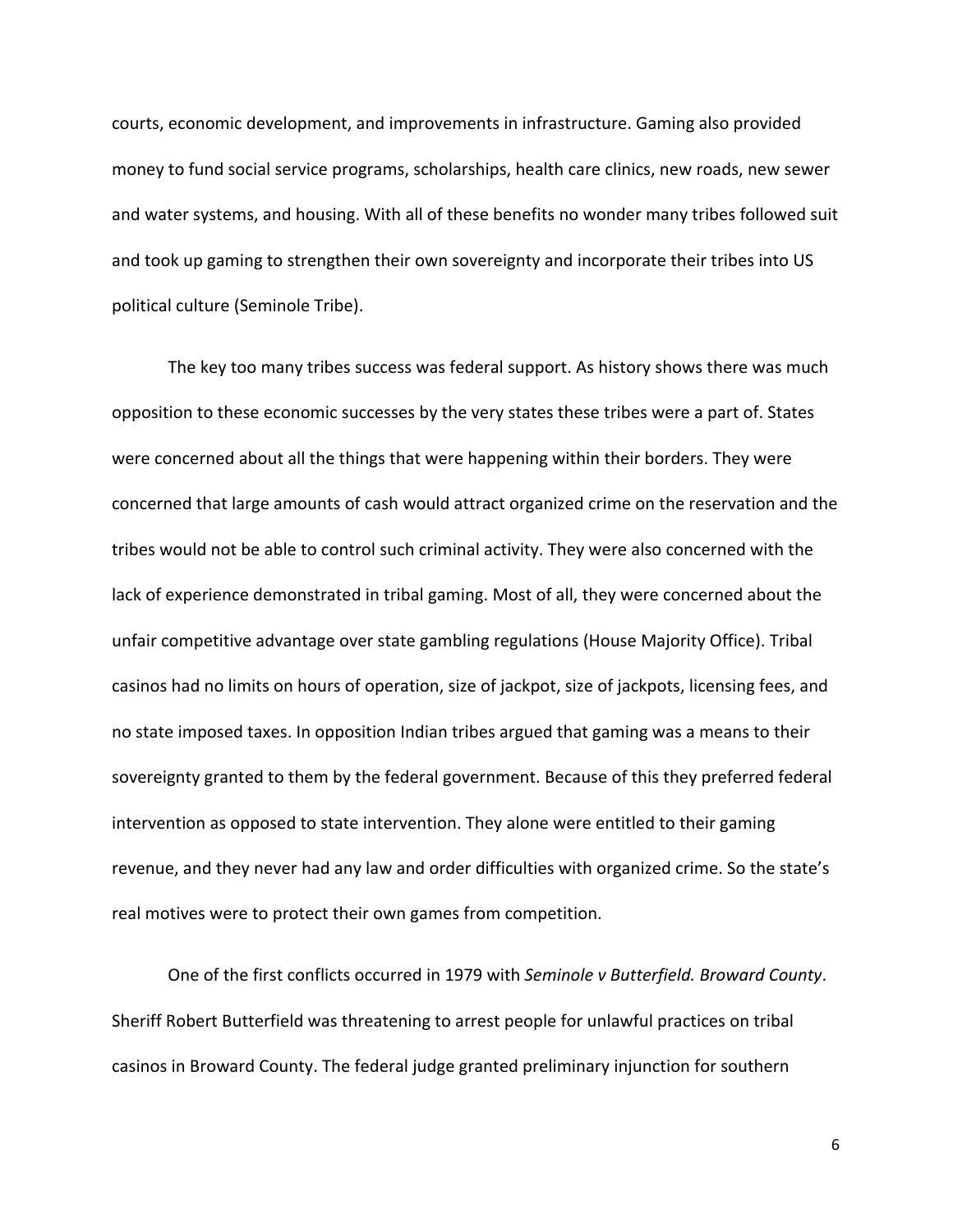courts, economic development, and improvements in infrastructure. Gaming also provided money to fund social service programs, scholarships, health care clinics, new roads, new sewer and water systems, and housing. With all of these benefits no wonder many tribes followed suit and took up gaming to strengthen their own sovereignty and incorporate their tribes into US political culture (Seminole Tribe).

The key too many tribes success was federal support. As history shows there was much opposition to these economic successes by the very states these tribes were a part of. States were concerned about all the things that were happening within their borders. They were concerned that large amounts of cash would attract organized crime on the reservation and the tribes would not be able to control such criminal activity. They were also concerned with the lack of experience demonstrated in tribal gaming. Most of all, they were concerned about the unfair competitive advantage over state gambling regulations (House Majority Office). Tribal casinos had no limits on hours of operation, size of jackpot, size of jackpots, licensing fees, and no state imposed taxes. In opposition Indian tribes argued that gaming was a means to their sovereignty granted to them by the federal government. Because of this they preferred federal intervention as opposed to state intervention. They alone were entitled to their gaming revenue, and they never had any law and order difficulties with organized crime. So the state's real motives were to protect their own games from competition.

One of the first conflicts occurred in 1979 with *Seminole v Butterfield. Broward County*. Sheriff Robert Butterfield was threatening to arrest people for unlawful practices on tribal casinos in Broward County. The federal judge granted preliminary injunction for southern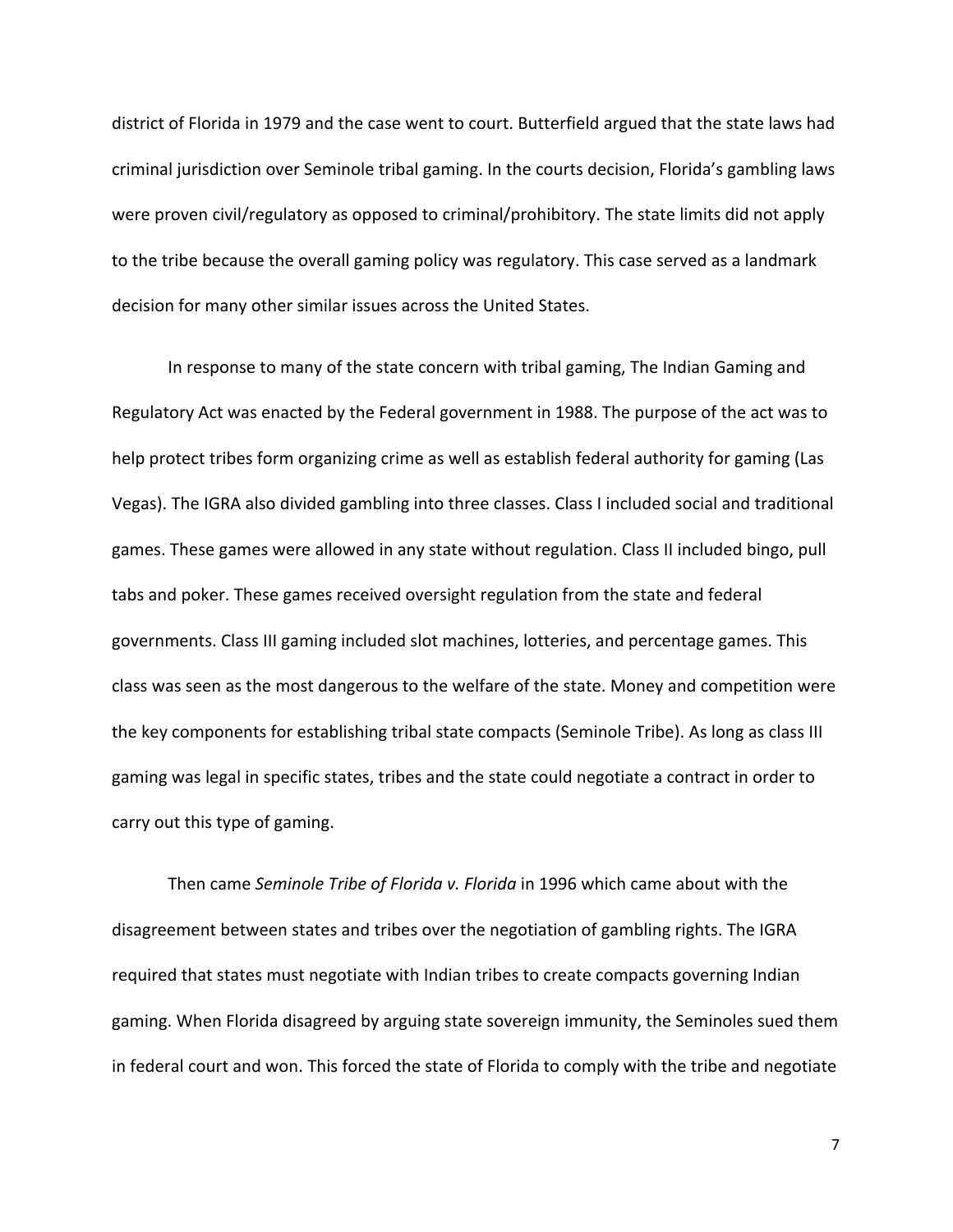district of Florida in 1979 and the case went to court. Butterfield argued that the state laws had criminal jurisdiction over Seminole tribal gaming. In the courts decision, Florida's gambling laws were proven civil/regulatory as opposed to criminal/prohibitory. The state limits did not apply to the tribe because the overall gaming policy was regulatory. This case served as a landmark decision for many other similar issues across the United States.

In response to many of the state concern with tribal gaming, The Indian Gaming and Regulatory Act was enacted by the Federal government in 1988. The purpose of the act was to help protect tribes form organizing crime as well as establish federal authority for gaming (Las Vegas). The IGRA also divided gambling into three classes. Class I included social and traditional games. These games were allowed in any state without regulation. Class II included bingo, pull tabs and poker. These games received oversight regulation from the state and federal governments. Class III gaming included slot machines, lotteries, and percentage games. This class was seen as the most dangerous to the welfare of the state. Money and competition were the key components for establishing tribal state compacts (Seminole Tribe). As long as class III gaming was legal in specific states, tribes and the state could negotiate a contract in order to carry out this type of gaming.

Then came *Seminole Tribe of Florida v. Florida* in 1996 which came about with the disagreement between states and tribes over the negotiation of gambling rights. The IGRA required that states must negotiate with Indian tribes to create compacts governing Indian gaming. When Florida disagreed by arguing state sovereign immunity, the Seminoles sued them in federal court and won. This forced the state of Florida to comply with the tribe and negotiate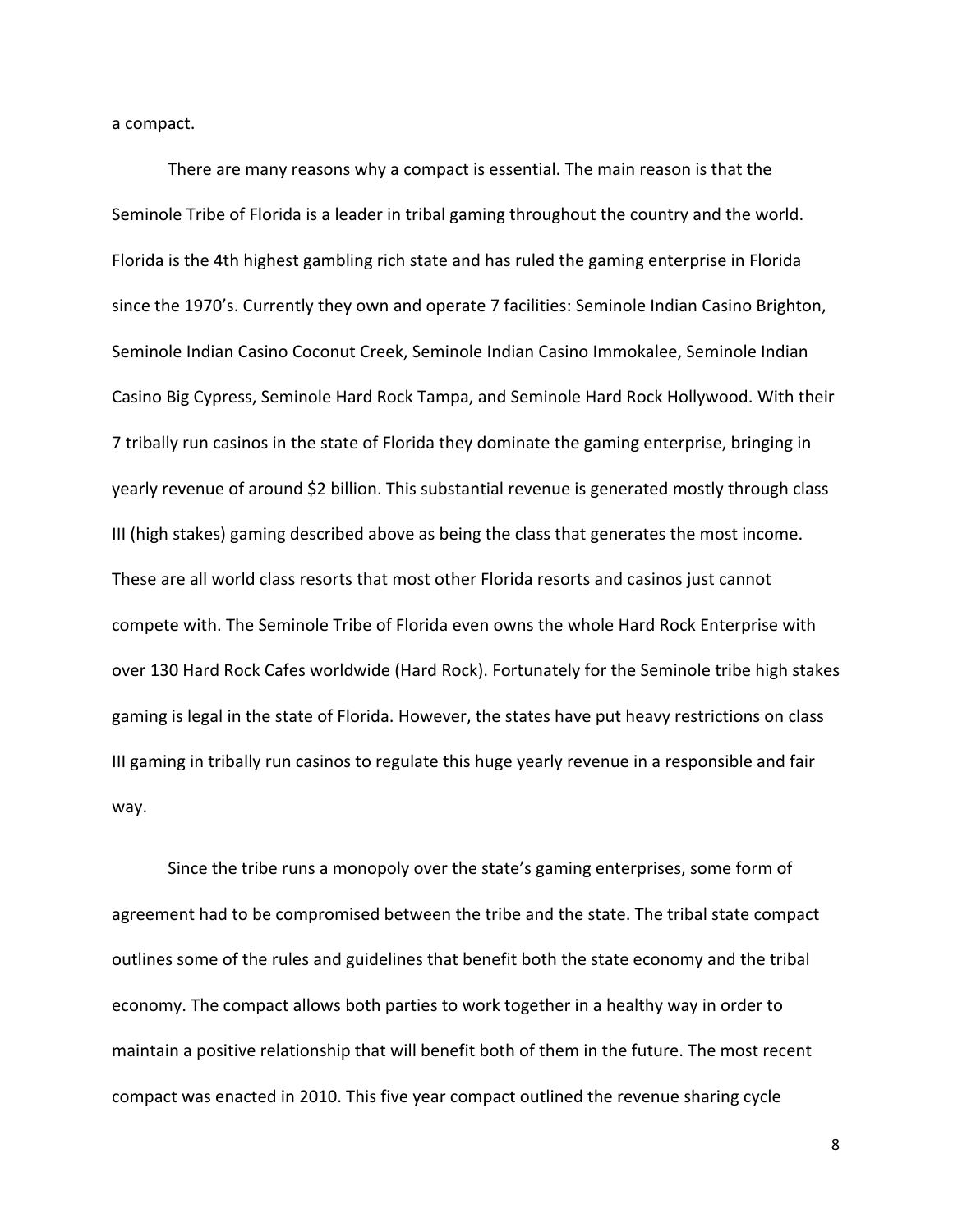a compact.

There are many reasons why a compact is essential. The main reason is that the Seminole Tribe of Florida is a leader in tribal gaming throughout the country and the world. Florida is the 4th highest gambling rich state and has ruled the gaming enterprise in Florida since the 1970's. Currently they own and operate 7 facilities: Seminole Indian Casino Brighton, Seminole Indian Casino Coconut Creek, Seminole Indian Casino Immokalee, Seminole Indian Casino Big Cypress, Seminole Hard Rock Tampa, and Seminole Hard Rock Hollywood. With their 7 tribally run casinos in the state of Florida they dominate the gaming enterprise, bringing in yearly revenue of around $2 billion. This substantial revenue is generated mostly through class III (high stakes) gaming described above as being the class that generates the most income. These are all world class resorts that most other Florida resorts and casinos just cannot compete with. The Seminole Tribe of Florida even owns the whole Hard Rock Enterprise with over 130 Hard Rock Cafes worldwide (Hard Rock). Fortunately for the Seminole tribe high stakes gaming is legal in the state of Florida. However, the states have put heavy restrictions on class III gaming in tribally run casinos to regulate this huge yearly revenue in a responsible and fair way.

Since the tribe runs a monopoly over the state's gaming enterprises, some form of agreement had to be compromised between the tribe and the state. The tribal state compact outlines some of the rules and guidelines that benefit both the state economy and the tribal economy. The compact allows both parties to work together in a healthy way in order to maintain a positive relationship that will benefit both of them in the future. The most recent compact was enacted in 2010. This five year compact outlined the revenue sharing cycle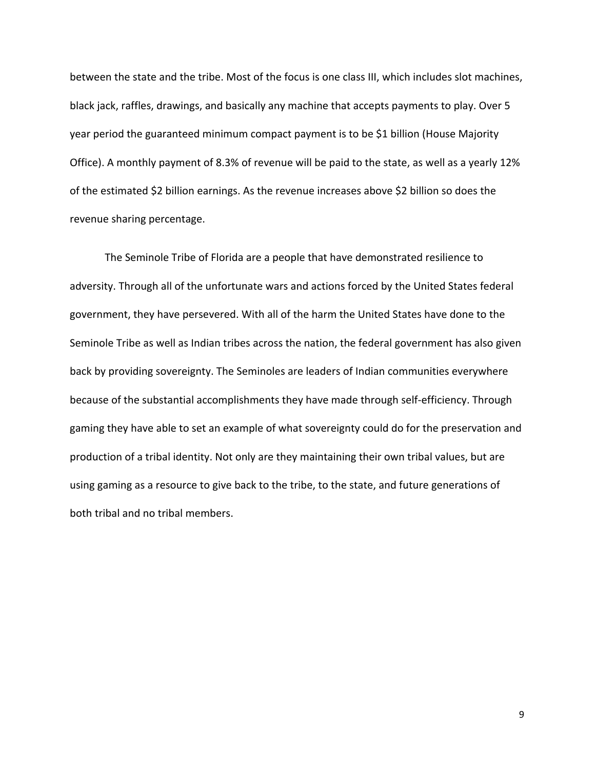between the state and the tribe. Most of the focus is one class III, which includes slot machines, black jack, raffles, drawings, and basically any machine that accepts payments to play. Over 5 year period the guaranteed minimum compact payment is to be $1 billion (House Majority Office). A monthly payment of 8.3% of revenue will be paid to the state, as well as a yearly 12% of the estimated $2 billion earnings. As the revenue increases above $2 billion so does the revenue sharing percentage.

The Seminole Tribe of Florida are a people that have demonstrated resilience to adversity. Through all of the unfortunate wars and actions forced by the United States federal government, they have persevered. With all of the harm the United States have done to the Seminole Tribe as well as Indian tribes across the nation, the federal government has also given back by providing sovereignty. The Seminoles are leaders of Indian communities everywhere because of the substantial accomplishments they have made through self-efficiency. Through gaming they have able to set an example of what sovereignty could do for the preservation and production of a tribal identity. Not only are they maintaining their own tribal values, but are using gaming as a resource to give back to the tribe, to the state, and future generations of both tribal and no tribal members.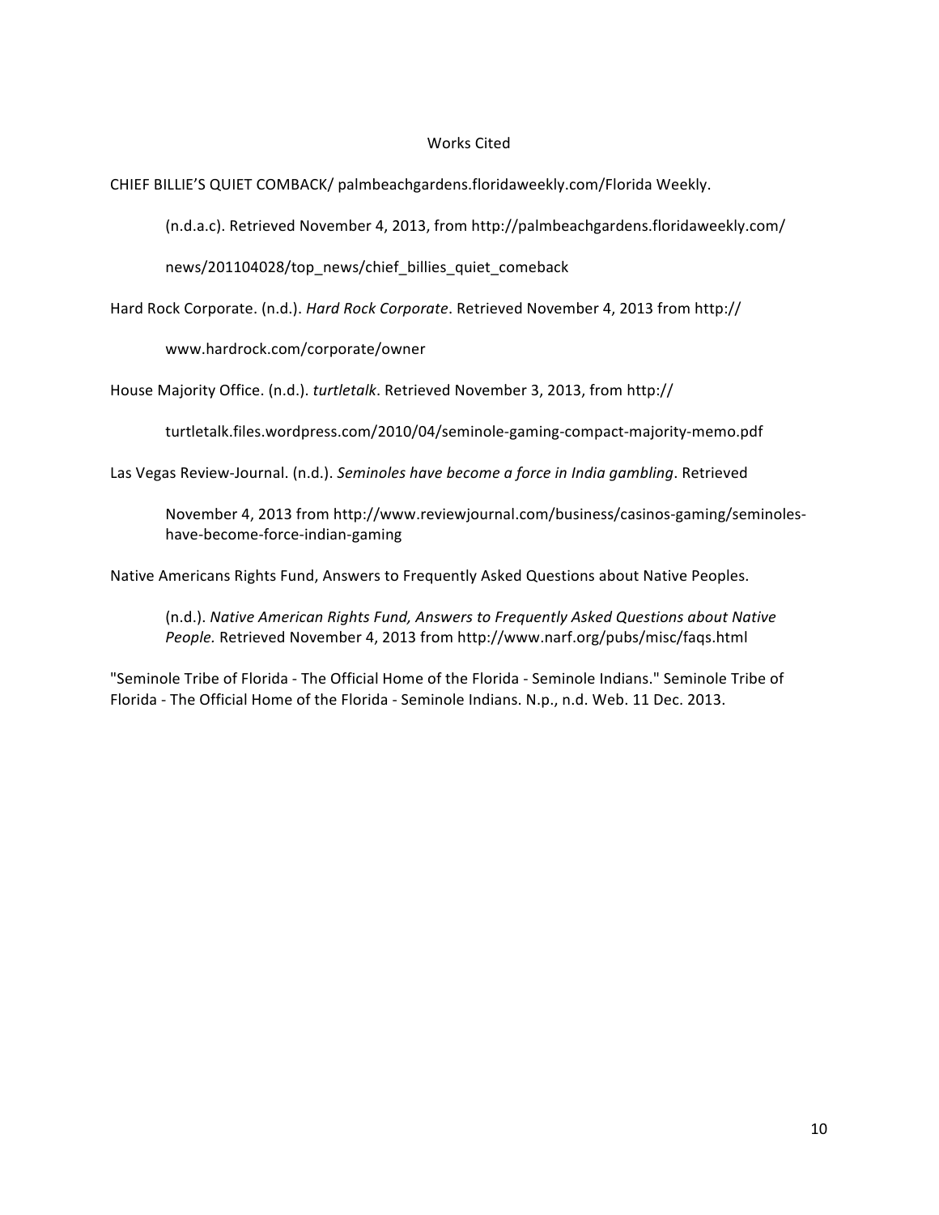# Works Cited

CHIEF BILLIE'S QUIET COMBACK/ palmbeachgardens.floridaweekly.com/Florida Weekly. (n.d.a.c). Retrieved November 4, 2013, from http://palmbeachgardens.floridaweekly.com/news/201104028/top_news/chief_billies_quiet_comeback

Hard Rock Corporate. (n.d.). *Hard Rock Corporate*. Retrieved November 4, 2013 from http://www.hardrock.com/corporate/owner

House Majority Office. (n.d.). *turtletalk*. Retrieved November 3, 2013, from http://turtletalk.files.wordpress.com/2010/04/seminole-gaming-compact-majority-memo.pdf

Las Vegas Review-Journal. (n.d.). *Seminoles have become a force in India gambling*. Retrieved November 4, 2013 from http://www.reviewjournal.com/business/casinos-gaming/seminoles-have-become-force-indian-gaming

Native Americans Rights Fund, Answers to Frequently Asked Questions about Native Peoples. (n.d.). *Native American Rights Fund, Answers to Frequently Asked Questions about Native People.* Retrieved November 4, 2013 from http://www.narf.org/pubs/misc/faqs.html

"Seminole Tribe of Florida - The Official Home of the Florida - Seminole Indians." Seminole Tribe of Florida - The Official Home of the Florida - Seminole Indians. N.p., n.d. Web. 11 Dec. 2013.